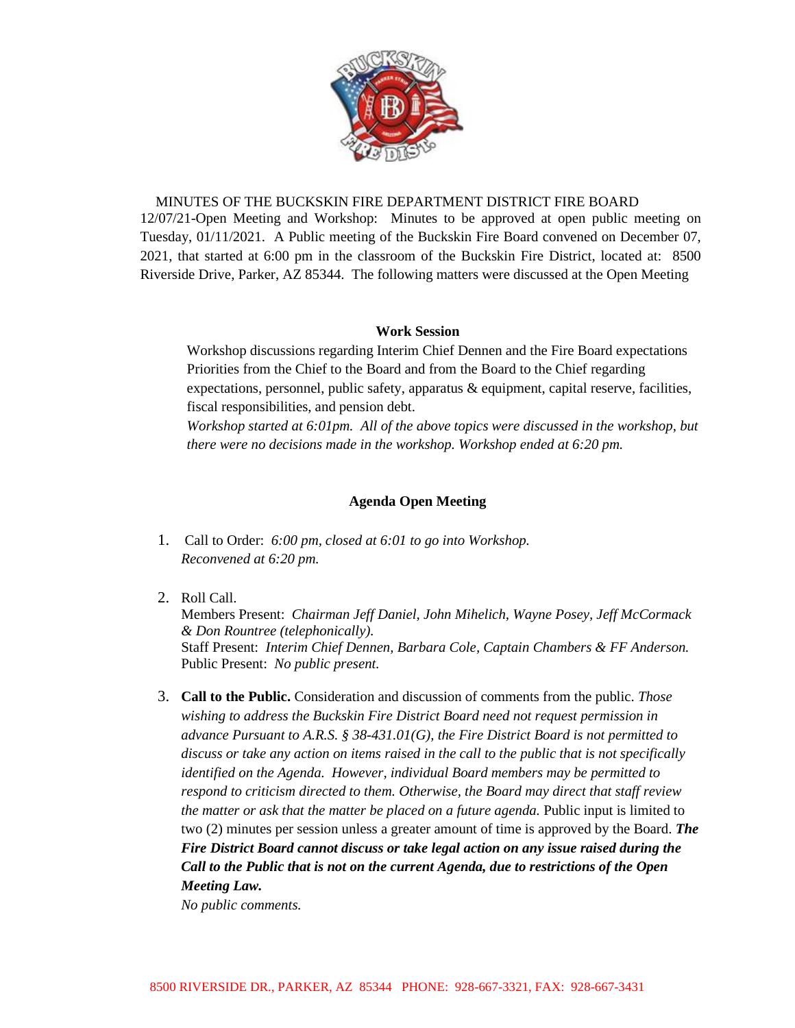MINUTES OF THE BUCKSKIN FIRE DEPARTMENT DISTRICT FIRE BOARD

12/07/21-Open Meeting and Workshop: Minutes to be approved at open public meeting on Tuesday, 01/11/2021. A Public meeting of the Buckskin Fire Board convened on December 07, 2021, that started at 6:00 pm in the classroom of the Buckskin Fire District, located at: 8500 Riverside Drive, Parker, AZ 85344. The following matters were discussed at the Open Meeting

**Work Session**

Workshop discussions regarding Interim Chief Dennen and the Fire Board expectations Priorities from the Chief to the Board and from the Board to the Chief regarding expectations, personnel, public safety, apparatus & equipment, capital reserve, facilities, fiscal responsibilities, and pension debt.

*Workshop started at 6:01pm. All of the above topics were discussed in the workshop, but there were no decisions made in the workshop. Workshop ended at 6:20 pm.*

**Agenda Open Meeting**

1. Call to Order: *6:00 pm, closed at 6:01 to go into Workshop. Reconvened at 6:20 pm.*

2. Roll Call.
   Members Present: *Chairman Jeff Daniel, John Mihelich, Wayne Posey, Jeff McCormack & Don Rountree (telephonically).*
   Staff Present: *Interim Chief Dennen, Barbara Cole, Captain Chambers & FF Anderson.*
   Public Present: *No public present.*

3. **Call to the Public.** Consideration and discussion of comments from the public. *Those wishing to address the Buckskin Fire District Board need not request permission in advance Pursuant to A.R.S. § 38-431.01(G), the Fire District Board is not permitted to discuss or take any action on items raised in the call to the public that is not specifically identified on the Agenda. However, individual Board members may be permitted to respond to criticism directed to them. Otherwise, the Board may direct that staff review the matter or ask that the matter be placed on a future agenda.* Public input is limited to two (2) minutes per session unless a greater amount of time is approved by the Board. ***The Fire District Board cannot discuss or take legal action on any issue raised during the Call to the Public that is not on the current Agenda, due to restrictions of the Open Meeting Law.***
   *No public comments.*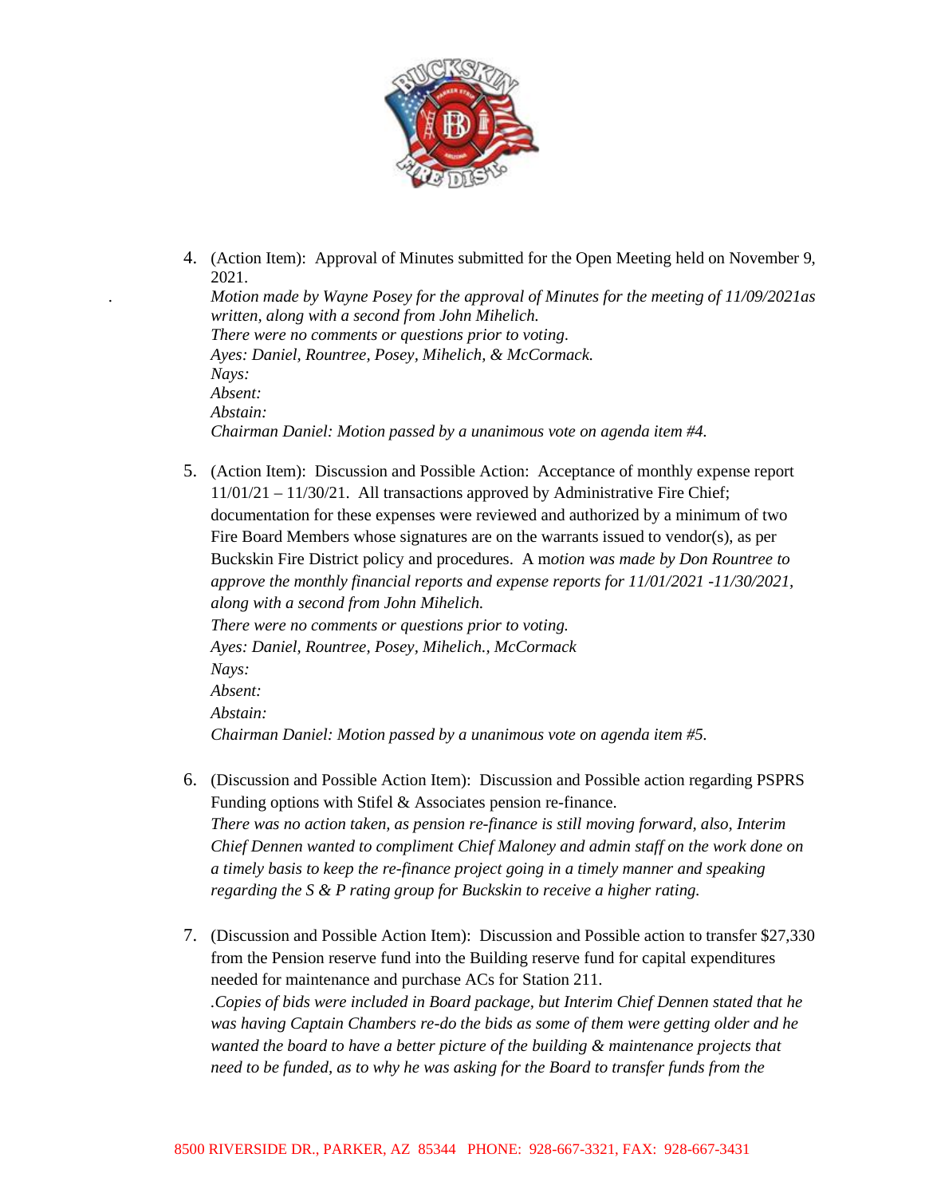4. (Action Item): Approval of Minutes submitted for the Open Meeting held on November 9, 2021.
   *Motion made by Wayne Posey for the approval of Minutes for the meeting of 11/09/2021as written, along with a second from John Mihelich.*
   *There were no comments or questions prior to voting.*
   *Ayes: Daniel, Rountree, Posey, Mihelich, & McCormack.*
   *Nays:*
   *Absent:*
   *Abstain:*
   *Chairman Daniel: Motion passed by a unanimous vote on agenda item #4.*

5. (Action Item): Discussion and Possible Action: Acceptance of monthly expense report 11/01/21 – 11/30/21. All transactions approved by Administrative Fire Chief; documentation for these expenses were reviewed and authorized by a minimum of two Fire Board Members whose signatures are on the warrants issued to vendor(s), as per Buckskin Fire District policy and procedures. A m*otion was made by Don Rountree to approve the monthly financial reports and expense reports for 11/01/2021 -11/30/2021, along with a second from John Mihelich.*
   *There were no comments or questions prior to voting.*
   *Ayes: Daniel, Rountree, Posey, Mihelich., McCormack*
   *Nays:*
   *Absent:*
   *Abstain:*
   *Chairman Daniel: Motion passed by a unanimous vote on agenda item #5.*

6. (Discussion and Possible Action Item): Discussion and Possible action regarding PSPRS Funding options with Stifel & Associates pension re-finance.
   *There was no action taken, as pension re-finance is still moving forward, also, Interim Chief Dennen wanted to compliment Chief Maloney and admin staff on the work done on a timely basis to keep the re-finance project going in a timely manner and speaking regarding the S & P rating group for Buckskin to receive a higher rating.*

7. (Discussion and Possible Action Item): Discussion and Possible action to transfer $27,330 from the Pension reserve fund into the Building reserve fund for capital expenditures needed for maintenance and purchase ACs for Station 211.
   *.Copies of bids were included in Board package, but Interim Chief Dennen stated that he was having Captain Chambers re-do the bids as some of them were getting older and he wanted the board to have a better picture of the building & maintenance projects that need to be funded, as to why he was asking for the Board to transfer funds from the*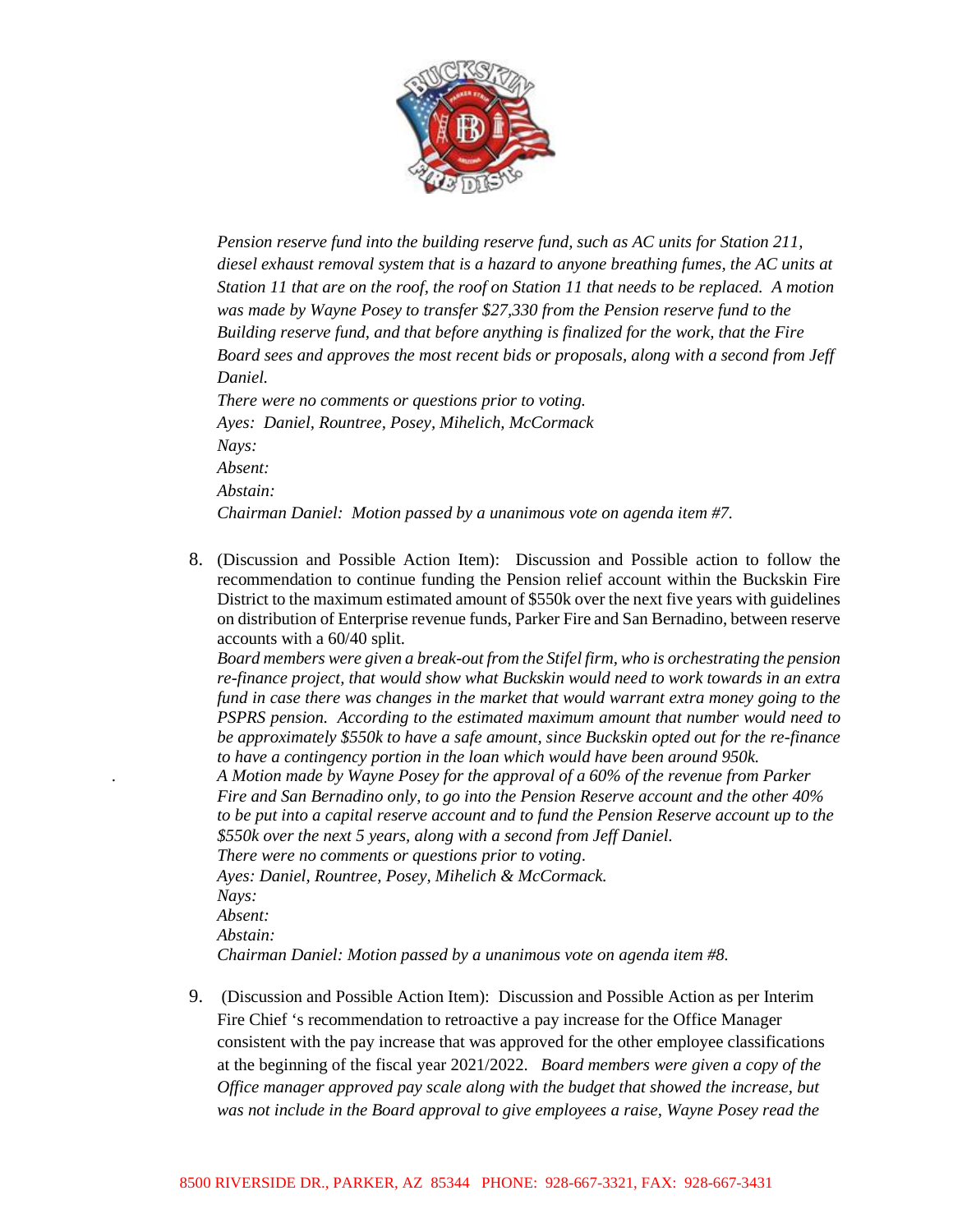*Pension reserve fund into the building reserve fund, such as AC units for Station 211, diesel exhaust removal system that is a hazard to anyone breathing fumes, the AC units at Station 11 that are on the roof, the roof on Station 11 that needs to be replaced. A motion was made by Wayne Posey to transfer $27,330 from the Pension reserve fund to the Building reserve fund, and that before anything is finalized for the work, that the Fire Board sees and approves the most recent bids or proposals, along with a second from Jeff Daniel.*

*There were no comments or questions prior to voting.*

*Ayes: Daniel, Rountree, Posey, Mihelich, McCormack*

*Nays:*

*Absent:*

*Abstain:*

*Chairman Daniel: Motion passed by a unanimous vote on agenda item #7.*

8. (Discussion and Possible Action Item): Discussion and Possible action to follow the recommendation to continue funding the Pension relief account within the Buckskin Fire District to the maximum estimated amount of $550k over the next five years with guidelines on distribution of Enterprise revenue funds, Parker Fire and San Bernadino, between reserve accounts with a 60/40 split.

   *Board members were given a break-out from the Stifel firm, who is orchestrating the pension re-finance project, that would show what Buckskin would need to work towards in an extra fund in case there was changes in the market that would warrant extra money going to the PSPRS pension. According to the estimated maximum amount that number would need to be approximately $550k to have a safe amount, since Buckskin opted out for the re-finance to have a contingency portion in the loan which would have been around 950k.*

   *A Motion made by Wayne Posey for the approval of a 60% of the revenue from Parker Fire and San Bernadino only, to go into the Pension Reserve account and the other 40% to be put into a capital reserve account and to fund the Pension Reserve account up to the $550k over the next 5 years, along with a second from Jeff Daniel.*

   *There were no comments or questions prior to voting.*

   *Ayes: Daniel, Rountree, Posey, Mihelich & McCormack.*

   *Nays:*

   *Absent:*

   *Abstain:*

   *Chairman Daniel: Motion passed by a unanimous vote on agenda item #8.*

9. (Discussion and Possible Action Item): Discussion and Possible Action as per Interim Fire Chief 's recommendation to retroactive a pay increase for the Office Manager consistent with the pay increase that was approved for the other employee classifications at the beginning of the fiscal year 2021/2022. *Board members were given a copy of the Office manager approved pay scale along with the budget that showed the increase, but was not include in the Board approval to give employees a raise, Wayne Posey read the*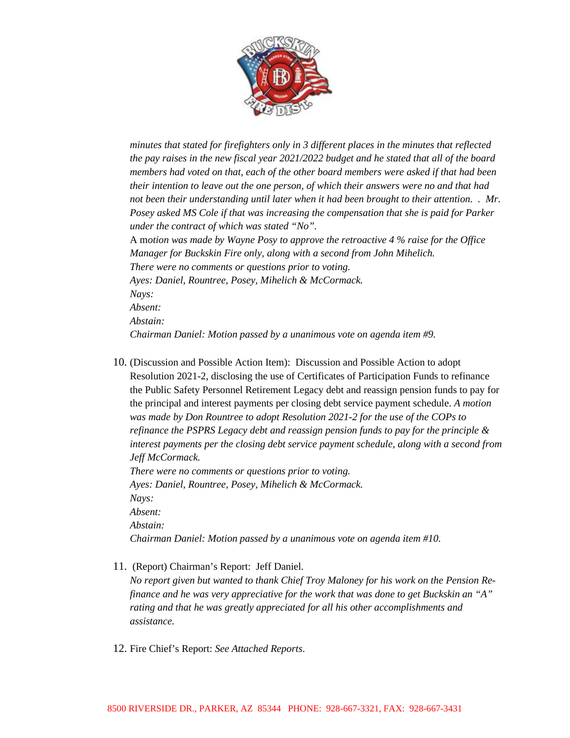*minutes that stated for firefighters only in 3 different places in the minutes that reflected the pay raises in the new fiscal year 2021/2022 budget and he stated that all of the board members had voted on that, each of the other board members were asked if that had been their intention to leave out the one person, of which their answers were no and that had not been their understanding until later when it had been brought to their attention. . Mr. Posey asked MS Cole if that was increasing the compensation that she is paid for Parker under the contract of which was stated "No".*

A m*otion was made by Wayne Posy to approve the retroactive 4 % raise for the Office Manager for Buckskin Fire only, along with a second from John Mihelich.*

*There were no comments or questions prior to voting.*

*Ayes: Daniel, Rountree, Posey, Mihelich & McCormack.*

*Nays:*

*Absent:*

*Abstain:*

*Chairman Daniel: Motion passed by a unanimous vote on agenda item #9.*

10. (Discussion and Possible Action Item): Discussion and Possible Action to adopt Resolution 2021-2, disclosing the use of Certificates of Participation Funds to refinance the Public Safety Personnel Retirement Legacy debt and reassign pension funds to pay for the principal and interest payments per closing debt service payment schedule. *A motion was made by Don Rountree to adopt Resolution 2021-2 for the use of the COPs to refinance the PSPRS Legacy debt and reassign pension funds to pay for the principle & interest payments per the closing debt service payment schedule, along with a second from Jeff McCormack.*

    *There were no comments or questions prior to voting.*

    *Ayes: Daniel, Rountree, Posey, Mihelich & McCormack.*

    *Nays:*

    *Absent:*

    *Abstain:*

    *Chairman Daniel: Motion passed by a unanimous vote on agenda item #10.*

11. (Report) Chairman's Report: Jeff Daniel.

    *No report given but wanted to thank Chief Troy Maloney for his work on the Pension Re-finance and he was very appreciative for the work that was done to get Buckskin an "A" rating and that he was greatly appreciated for all his other accomplishments and assistance.*

12. Fire Chief's Report: *See Attached Reports.*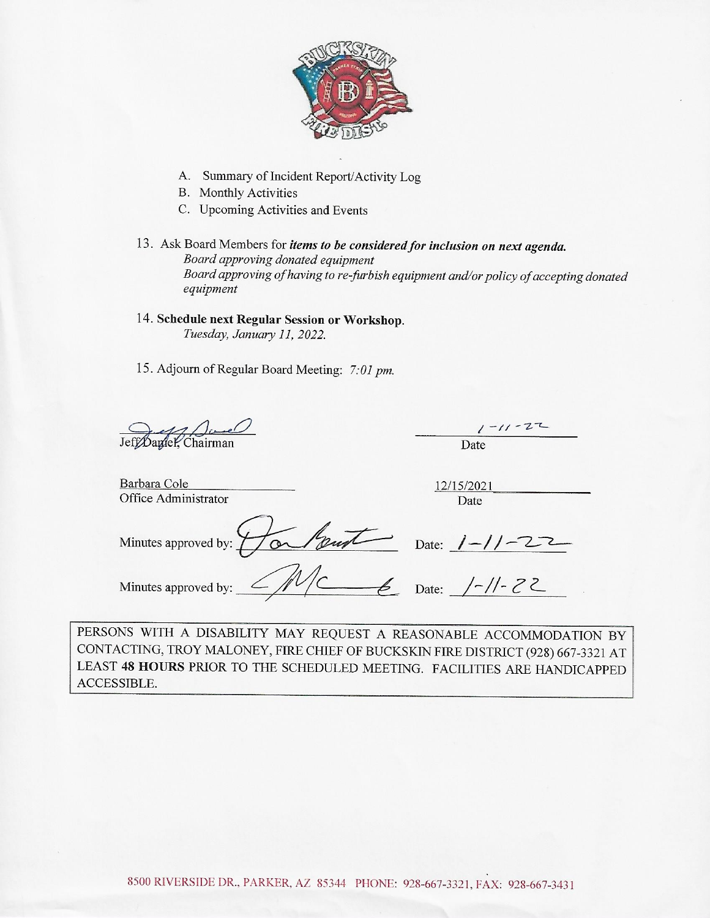A. Summary of Incident Report/Activity Log
B. Monthly Activities
C. Upcoming Activities and Events

13. Ask Board Members for ***items to be considered for inclusion on next agenda.***
    *Board approving donated equipment*
    *Board approving of having to re-furbish equipment and/or policy of accepting donated equipment*

14. **Schedule next Regular Session or Workshop.**
    *Tuesday, January 11, 2022.*

15. Adjourn of Regular Board Meeting: *7:01 pm.*

Jeff Daniel, Chairman — Date: 1-11-22

Barbara Cole
Office Administrator — Date: 12/15/2021

Minutes approved by: ____________ Date: 1-11-22

Minutes approved by: ____________ Date: 1-11-22

PERSONS WITH A DISABILITY MAY REQUEST A REASONABLE ACCOMMODATION BY CONTACTING, TROY MALONEY, FIRE CHIEF OF BUCKSKIN FIRE DISTRICT (928) 667-3321 AT LEAST **48 HOURS** PRIOR TO THE SCHEDULED MEETING. FACILITIES ARE HANDICAPPED ACCESSIBLE.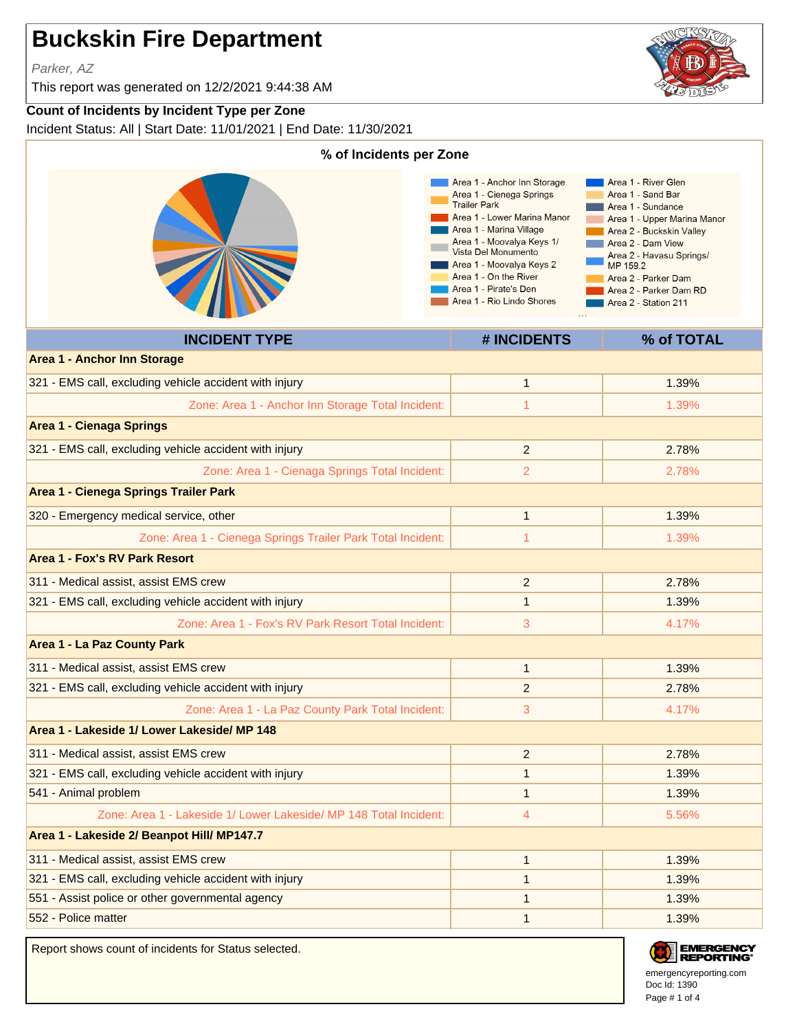# Buckskin Fire Department

*Parker, AZ*

This report was generated on 12/2/2021 9:44:38 AM

### Count of Incidents by Incident Type per Zone

Incident Status: All | Start Date: 11/01/2021 | End Date: 11/30/2021

**% of Incidents per Zone**

Area 1 - Anchor Inn Storage
Area 1 - Cienega Springs Trailer Park
Area 1 - Lower Marina Manor
Area 1 - Marina Village
Area 1 - Moovalya Keys 1/ Vista Del Monumento
Area 1 - Moovalya Keys 2
Area 1 - On the River
Area 1 - Pirate's Den
Area 1 - Rio Lindo Shores
Area 1 - River Glen
Area 1 - Sand Bar
Area 1 - Sundance
Area 1 - Upper Marina Manor
Area 2 - Buckskin Valley
Area 2 - Dam View
Area 2 - Havasu Springs/ MP 159.2
Area 2 - Parker Dam
Area 2 - Parker Dam RD
Area 2 - Station 211

| INCIDENT TYPE | # INCIDENTS | % of TOTAL |
|---|---|---|
| **Area 1 - Anchor Inn Storage** | | |
| 321 - EMS call, excluding vehicle accident with injury | 1 | 1.39% |
| Zone: Area 1 - Anchor Inn Storage Total Incident: | 1 | 1.39% |
| **Area 1 - Cienaga Springs** | | |
| 321 - EMS call, excluding vehicle accident with injury | 2 | 2.78% |
| Zone: Area 1 - Cienaga Springs Total Incident: | 2 | 2.78% |
| **Area 1 - Cienega Springs Trailer Park** | | |
| 320 - Emergency medical service, other | 1 | 1.39% |
| Zone: Area 1 - Cienega Springs Trailer Park Total Incident: | 1 | 1.39% |
| **Area 1 - Fox's RV Park Resort** | | |
| 311 - Medical assist, assist EMS crew | 2 | 2.78% |
| 321 - EMS call, excluding vehicle accident with injury | 1 | 1.39% |
| Zone: Area 1 - Fox's RV Park Resort Total Incident: | 3 | 4.17% |
| **Area 1 - La Paz County Park** | | |
| 311 - Medical assist, assist EMS crew | 1 | 1.39% |
| 321 - EMS call, excluding vehicle accident with injury | 2 | 2.78% |
| Zone: Area 1 - La Paz County Park Total Incident: | 3 | 4.17% |
| **Area 1 - Lakeside 1/ Lower Lakeside/ MP 148** | | |
| 311 - Medical assist, assist EMS crew | 2 | 2.78% |
| 321 - EMS call, excluding vehicle accident with injury | 1 | 1.39% |
| 541 - Animal problem | 1 | 1.39% |
| Zone: Area 1 - Lakeside 1/ Lower Lakeside/ MP 148 Total Incident: | 4 | 5.56% |
| **Area 1 - Lakeside 2/ Beanpot Hill/ MP147.7** | | |
| 311 - Medical assist, assist EMS crew | 1 | 1.39% |
| 321 - EMS call, excluding vehicle accident with injury | 1 | 1.39% |
| 551 - Assist police or other governmental agency | 1 | 1.39% |
| 552 - Police matter | 1 | 1.39% |

Report shows count of incidents for Status selected.

emergencyreporting.com
Doc Id: 1390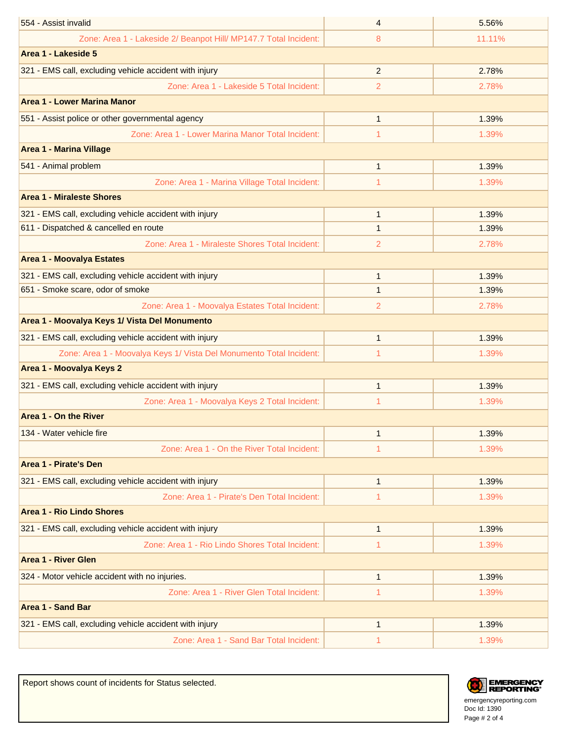| | | |
|---|---|---|
| 554 - Assist invalid | 4 | 5.56% |
| Zone: Area 1 - Lakeside 2/ Beanpot Hill/ MP147.7 Total Incident: | 8 | 11.11% |
| **Area 1 - Lakeside 5** | | |
| 321 - EMS call, excluding vehicle accident with injury | 2 | 2.78% |
| Zone: Area 1 - Lakeside 5 Total Incident: | 2 | 2.78% |
| **Area 1 - Lower Marina Manor** | | |
| 551 - Assist police or other governmental agency | 1 | 1.39% |
| Zone: Area 1 - Lower Marina Manor Total Incident: | 1 | 1.39% |
| **Area 1 - Marina Village** | | |
| 541 - Animal problem | 1 | 1.39% |
| Zone: Area 1 - Marina Village Total Incident: | 1 | 1.39% |
| **Area 1 - Miraleste Shores** | | |
| 321 - EMS call, excluding vehicle accident with injury | 1 | 1.39% |
| 611 - Dispatched & cancelled en route | 1 | 1.39% |
| Zone: Area 1 - Miraleste Shores Total Incident: | 2 | 2.78% |
| **Area 1 - Moovalya Estates** | | |
| 321 - EMS call, excluding vehicle accident with injury | 1 | 1.39% |
| 651 - Smoke scare, odor of smoke | 1 | 1.39% |
| Zone: Area 1 - Moovalya Estates Total Incident: | 2 | 2.78% |
| **Area 1 - Moovalya Keys 1/ Vista Del Monumento** | | |
| 321 - EMS call, excluding vehicle accident with injury | 1 | 1.39% |
| Zone: Area 1 - Moovalya Keys 1/ Vista Del Monumento Total Incident: | 1 | 1.39% |
| **Area 1 - Moovalya Keys 2** | | |
| 321 - EMS call, excluding vehicle accident with injury | 1 | 1.39% |
| Zone: Area 1 - Moovalya Keys 2 Total Incident: | 1 | 1.39% |
| **Area 1 - On the River** | | |
| 134 - Water vehicle fire | 1 | 1.39% |
| Zone: Area 1 - On the River Total Incident: | 1 | 1.39% |
| **Area 1 - Pirate's Den** | | |
| 321 - EMS call, excluding vehicle accident with injury | 1 | 1.39% |
| Zone: Area 1 - Pirate's Den Total Incident: | 1 | 1.39% |
| **Area 1 - Rio Lindo Shores** | | |
| 321 - EMS call, excluding vehicle accident with injury | 1 | 1.39% |
| Zone: Area 1 - Rio Lindo Shores Total Incident: | 1 | 1.39% |
| **Area 1 - River Glen** | | |
| 324 - Motor vehicle accident with no injuries. | 1 | 1.39% |
| Zone: Area 1 - River Glen Total Incident: | 1 | 1.39% |
| **Area 1 - Sand Bar** | | |
| 321 - EMS call, excluding vehicle accident with injury | 1 | 1.39% |
| Zone: Area 1 - Sand Bar Total Incident: | 1 | 1.39% |

Report shows count of incidents for Status selected.

EMERGENCY REPORTING
emergencyreporting.com
Doc Id: 1390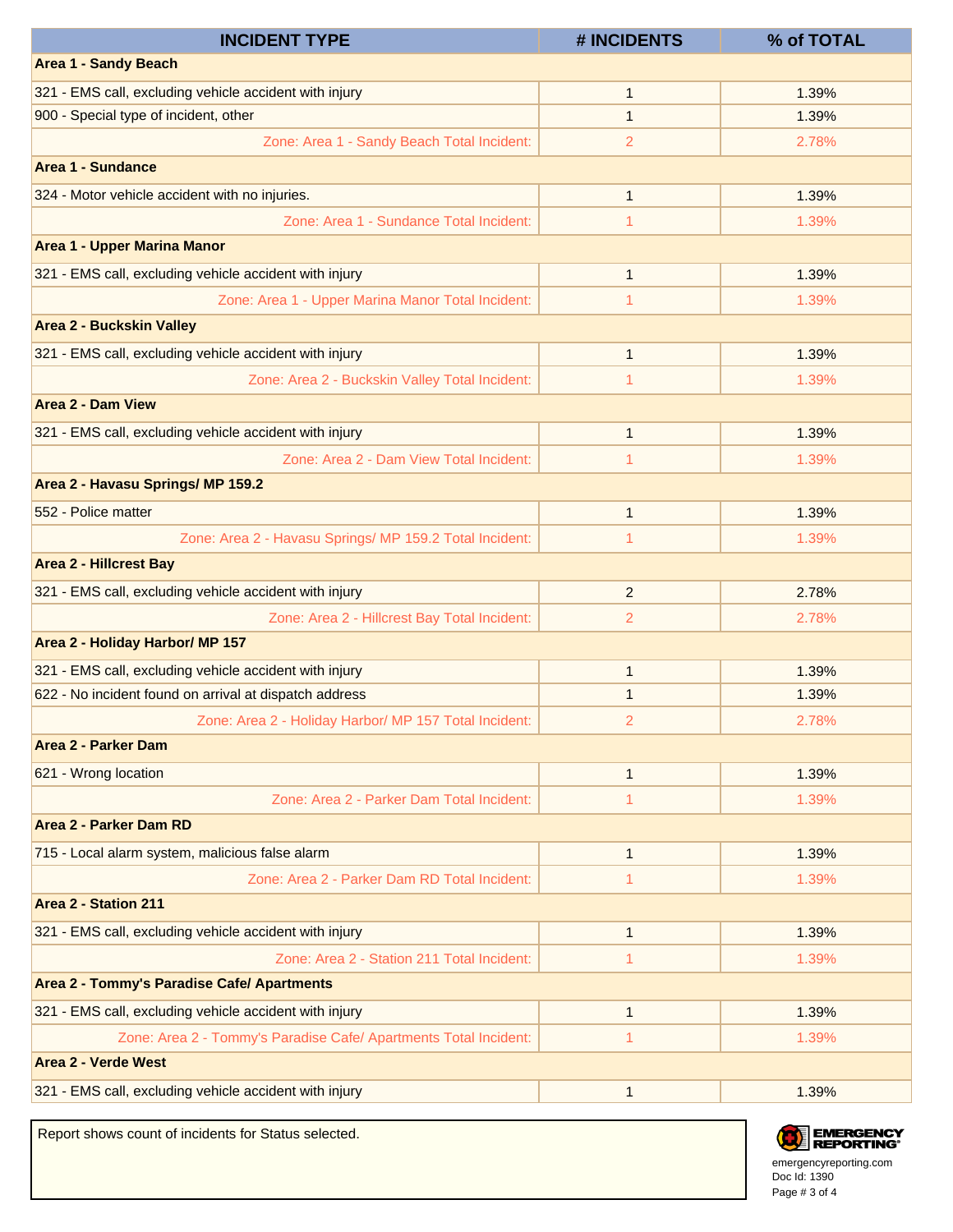| INCIDENT TYPE | # INCIDENTS | % of TOTAL |
|---|---|---|
| **Area 1 - Sandy Beach** | | |
| 321 - EMS call, excluding vehicle accident with injury | 1 | 1.39% |
| 900 - Special type of incident, other | 1 | 1.39% |
| Zone: Area 1 - Sandy Beach Total Incident: | 2 | 2.78% |
| **Area 1 - Sundance** | | |
| 324 - Motor vehicle accident with no injuries. | 1 | 1.39% |
| Zone: Area 1 - Sundance Total Incident: | 1 | 1.39% |
| **Area 1 - Upper Marina Manor** | | |
| 321 - EMS call, excluding vehicle accident with injury | 1 | 1.39% |
| Zone: Area 1 - Upper Marina Manor Total Incident: | 1 | 1.39% |
| **Area 2 - Buckskin Valley** | | |
| 321 - EMS call, excluding vehicle accident with injury | 1 | 1.39% |
| Zone: Area 2 - Buckskin Valley Total Incident: | 1 | 1.39% |
| **Area 2 - Dam View** | | |
| 321 - EMS call, excluding vehicle accident with injury | 1 | 1.39% |
| Zone: Area 2 - Dam View Total Incident: | 1 | 1.39% |
| **Area 2 - Havasu Springs/ MP 159.2** | | |
| 552 - Police matter | 1 | 1.39% |
| Zone: Area 2 - Havasu Springs/ MP 159.2 Total Incident: | 1 | 1.39% |
| **Area 2 - Hillcrest Bay** | | |
| 321 - EMS call, excluding vehicle accident with injury | 2 | 2.78% |
| Zone: Area 2 - Hillcrest Bay Total Incident: | 2 | 2.78% |
| **Area 2 - Holiday Harbor/ MP 157** | | |
| 321 - EMS call, excluding vehicle accident with injury | 1 | 1.39% |
| 622 - No incident found on arrival at dispatch address | 1 | 1.39% |
| Zone: Area 2 - Holiday Harbor/ MP 157 Total Incident: | 2 | 2.78% |
| **Area 2 - Parker Dam** | | |
| 621 - Wrong location | 1 | 1.39% |
| Zone: Area 2 - Parker Dam Total Incident: | 1 | 1.39% |
| **Area 2 - Parker Dam RD** | | |
| 715 - Local alarm system, malicious false alarm | 1 | 1.39% |
| Zone: Area 2 - Parker Dam RD Total Incident: | 1 | 1.39% |
| **Area 2 - Station 211** | | |
| 321 - EMS call, excluding vehicle accident with injury | 1 | 1.39% |
| Zone: Area 2 - Station 211 Total Incident: | 1 | 1.39% |
| **Area 2 - Tommy's Paradise Cafe/ Apartments** | | |
| 321 - EMS call, excluding vehicle accident with injury | 1 | 1.39% |
| Zone: Area 2 - Tommy's Paradise Cafe/ Apartments Total Incident: | 1 | 1.39% |
| **Area 2 - Verde West** | | |
| 321 - EMS call, excluding vehicle accident with injury | 1 | 1.39% |

Report shows count of incidents for Status selected.

EMERGENCY REPORTING
emergencyreporting.com
Doc Id: 1390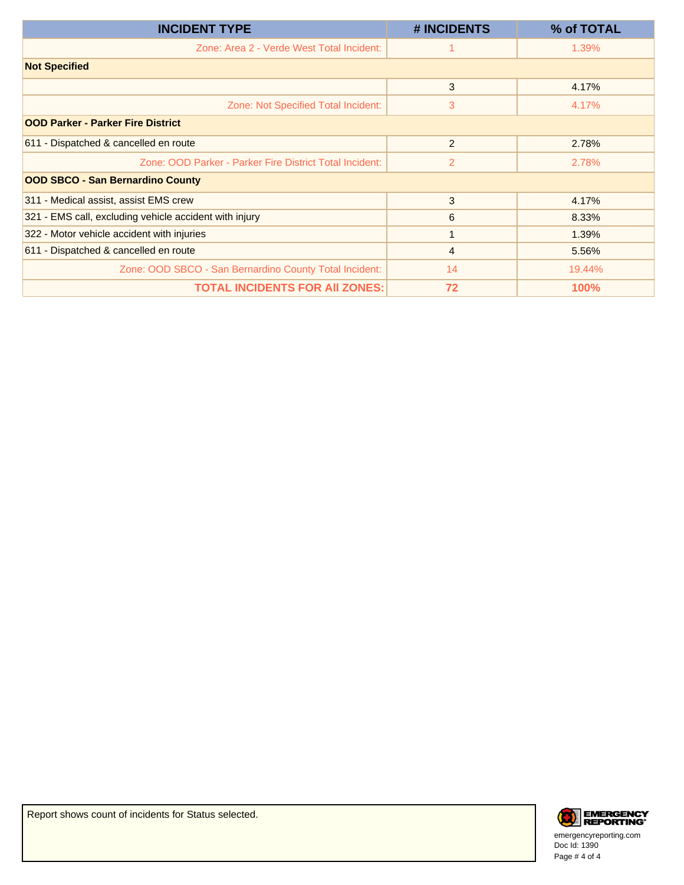| INCIDENT TYPE | # INCIDENTS | % of TOTAL |
| --- | --- | --- |
| Zone: Area 2 - Verde West Total Incident: | 1 | 1.39% |
| **Not Specified** | | |
| | 3 | 4.17% |
| Zone: Not Specified Total Incident: | 3 | 4.17% |
| **OOD Parker - Parker Fire District** | | |
| 611 - Dispatched & cancelled en route | 2 | 2.78% |
| Zone: OOD Parker - Parker Fire District Total Incident: | 2 | 2.78% |
| **OOD SBCO - San Bernardino County** | | |
| 311 - Medical assist, assist EMS crew | 3 | 4.17% |
| 321 - EMS call, excluding vehicle accident with injury | 6 | 8.33% |
| 322 - Motor vehicle accident with injuries | 1 | 1.39% |
| 611 - Dispatched & cancelled en route | 4 | 5.56% |
| Zone: OOD SBCO - San Bernardino County Total Incident: | 14 | 19.44% |
| **TOTAL INCIDENTS FOR All ZONES:** | **72** | **100%** |

Report shows count of incidents for Status selected.

EMERGENCY REPORTING

emergencyreporting.com
Doc Id: 1390